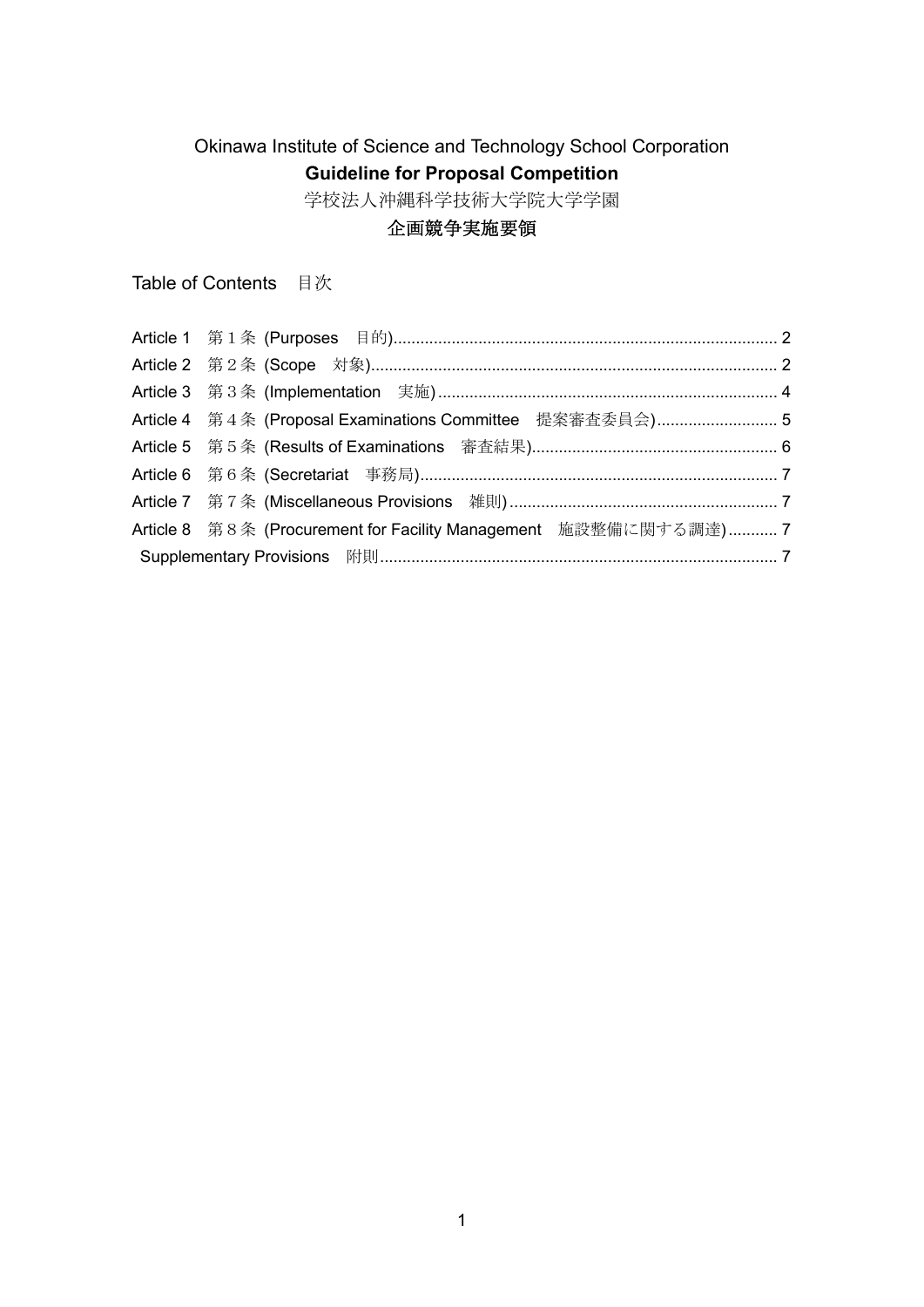Okinawa Institute of Science and Technology School Corporation

# Guideline for Proposal Competition

学校法人沖縄科学技術大学院大学学園

# 企画競争実施要領

Table of Contents　目次

Article 1　第１条 (Purposes　目的)..................................................................................... 2
Article 2　第２条 (Scope　対象)......................................................................................... 2
Article 3　第３条 (Implementation　実施)........................................................................... 4
Article 4　第４条 (Proposal Examinations Committee　提案審査委員会)........................... 5
Article 5　第５条 (Results of Examinations　審査結果)....................................................... 6
Article 6　第６条 (Secretariat　事務局)............................................................................... 7
Article 7　第７条 (Miscellaneous Provisions　雑則)........................................................... 7
Article 8　第８条 (Procurement for Facility Management　施設整備に関する調達)........... 7
Supplementary Provisions　附則........................................................................................ 7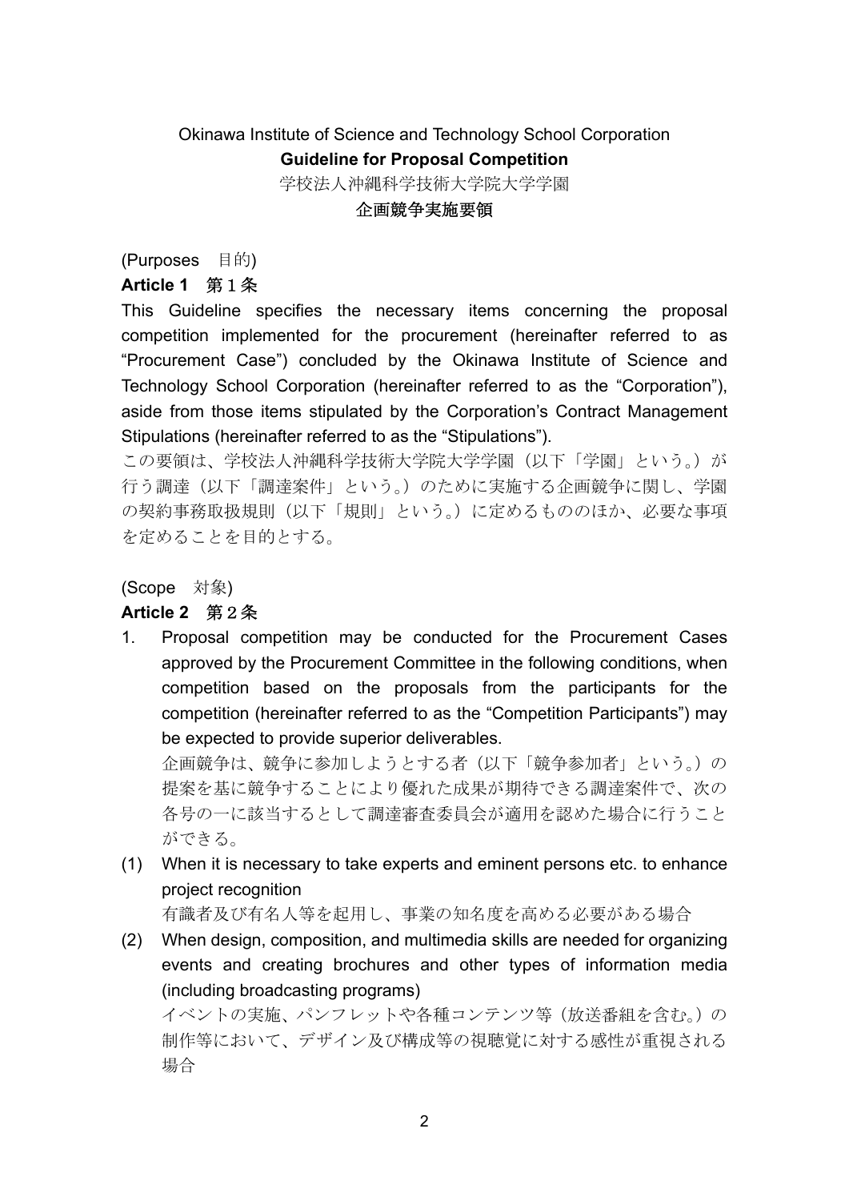Okinawa Institute of Science and Technology School Corporation

**Guideline for Proposal Competition**

学校法人沖縄科学技術大学院大学学園

**企画競争実施要領**

(Purposes　目的)

**Article 1　第１条**

This Guideline specifies the necessary items concerning the proposal competition implemented for the procurement (hereinafter referred to as “Procurement Case”) concluded by the Okinawa Institute of Science and Technology School Corporation (hereinafter referred to as the “Corporation”), aside from those items stipulated by the Corporation’s Contract Management Stipulations (hereinafter referred to as the “Stipulations”).

この要領は、学校法人沖縄科学技術大学院大学学園（以下「学園」という。）が行う調達（以下「調達案件」という。）のために実施する企画競争に関し、学園の契約事務取扱規則（以下「規則」という。）に定めるもののほか、必要な事項を定めることを目的とする。

(Scope　対象)

**Article 2　第２条**

1. Proposal competition may be conducted for the Procurement Cases approved by the Procurement Committee in the following conditions, when competition based on the proposals from the participants for the competition (hereinafter referred to as the “Competition Participants”) may be expected to provide superior deliverables.

   企画競争は、競争に参加しようとする者（以下「競争参加者」という。）の提案を基に競争することにより優れた成果が期待できる調達案件で、次の各号の一に該当するとして調達審査委員会が適用を認めた場合に行うことができる。

(1) When it is necessary to take experts and eminent persons etc. to enhance project recognition

   有識者及び有名人等を起用し、事業の知名度を高める必要がある場合

(2) When design, composition, and multimedia skills are needed for organizing events and creating brochures and other types of information media (including broadcasting programs)

   イベントの実施、パンフレットや各種コンテンツ等（放送番組を含む。）の制作等において、デザイン及び構成等の視聴覚に対する感性が重視される場合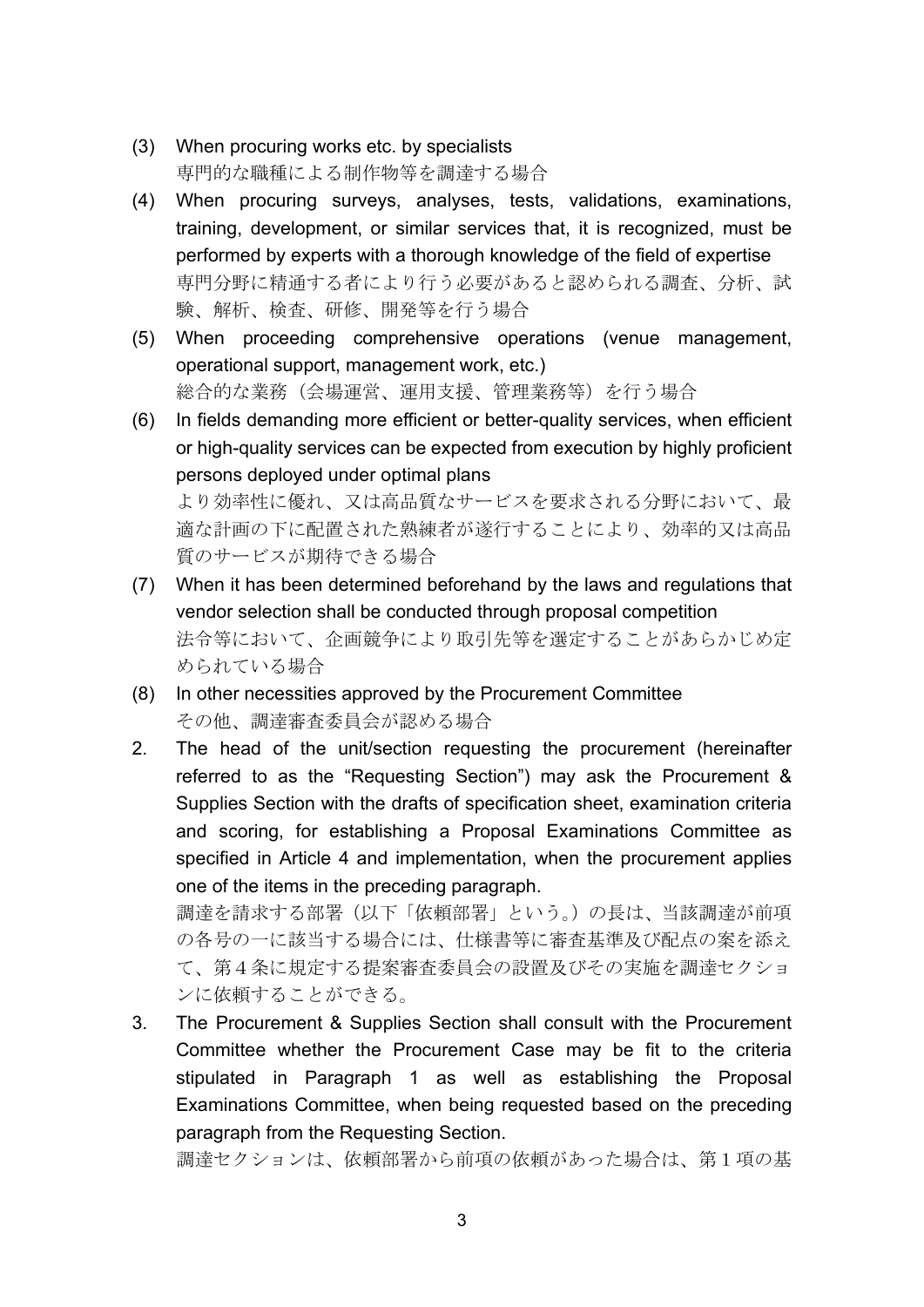(3) When procuring works etc. by specialists
専門的な職種による制作物等を調達する場合

(4) When procuring surveys, analyses, tests, validations, examinations, training, development, or similar services that, it is recognized, must be performed by experts with a thorough knowledge of the field of expertise
専門分野に精通する者により行う必要があると認められる調査、分析、試験、解析、検査、研修、開発等を行う場合

(5) When proceeding comprehensive operations (venue management, operational support, management work, etc.)
総合的な業務（会場運営、運用支援、管理業務等）を行う場合

(6) In fields demanding more efficient or better-quality services, when efficient or high-quality services can be expected from execution by highly proficient persons deployed under optimal plans
より効率性に優れ、又は高品質なサービスを要求される分野において、最適な計画の下に配置された熟練者が遂行することにより、効率的又は高品質のサービスが期待できる場合

(7) When it has been determined beforehand by the laws and regulations that vendor selection shall be conducted through proposal competition
法令等において、企画競争により取引先等を選定することがあらかじめ定められている場合

(8) In other necessities approved by the Procurement Committee
その他、調達審査委員会が認める場合

2. The head of the unit/section requesting the procurement (hereinafter referred to as the “Requesting Section”) may ask the Procurement & Supplies Section with the drafts of specification sheet, examination criteria and scoring, for establishing a Proposal Examinations Committee as specified in Article 4 and implementation, when the procurement applies one of the items in the preceding paragraph.
調達を請求する部署（以下「依頼部署」という。）の長は、当該調達が前項の各号の一に該当する場合には、仕様書等に審査基準及び配点の案を添えて、第４条に規定する提案審査委員会の設置及びその実施を調達セクションに依頼することができる。

3. The Procurement & Supplies Section shall consult with the Procurement Committee whether the Procurement Case may be fit to the criteria stipulated in Paragraph 1 as well as establishing the Proposal Examinations Committee, when being requested based on the preceding paragraph from the Requesting Section.
調達セクションは、依頼部署から前項の依頼があった場合は、第１項の基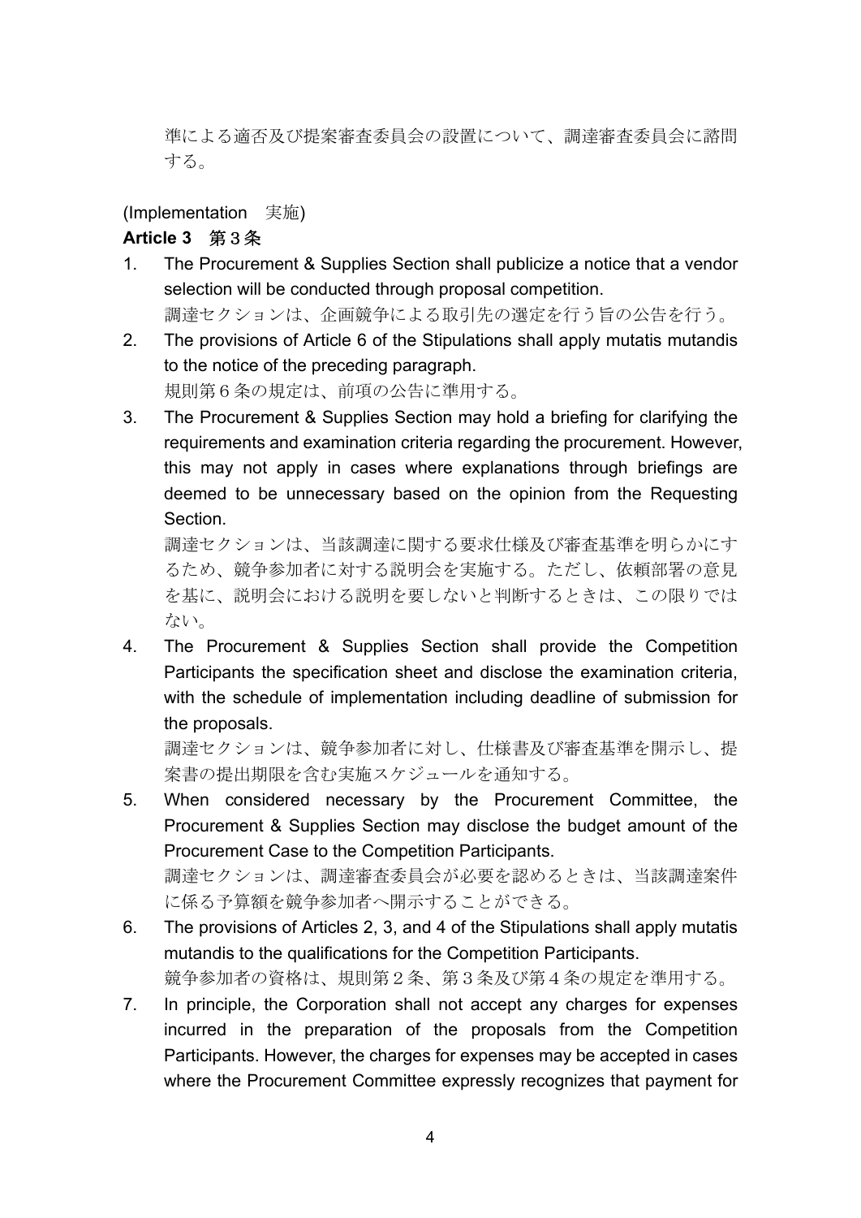準による適否及び提案審査委員会の設置について、調達審査委員会に諮問する。

(Implementation　実施)

**Article 3　第３条**

1. The Procurement & Supplies Section shall publicize a notice that a vendor selection will be conducted through proposal competition.
   調達セクションは、企画競争による取引先の選定を行う旨の公告を行う。
2. The provisions of Article 6 of the Stipulations shall apply mutatis mutandis to the notice of the preceding paragraph.
   規則第６条の規定は、前項の公告に準用する。
3. The Procurement & Supplies Section may hold a briefing for clarifying the requirements and examination criteria regarding the procurement. However, this may not apply in cases where explanations through briefings are deemed to be unnecessary based on the opinion from the Requesting Section.
   調達セクションは、当該調達に関する要求仕様及び審査基準を明らかにするため、競争参加者に対する説明会を実施する。ただし、依頼部署の意見を基に、説明会における説明を要しないと判断するときは、この限りではない。
4. The Procurement & Supplies Section shall provide the Competition Participants the specification sheet and disclose the examination criteria, with the schedule of implementation including deadline of submission for the proposals.
   調達セクションは、競争参加者に対し、仕様書及び審査基準を開示し、提案書の提出期限を含む実施スケジュールを通知する。
5. When considered necessary by the Procurement Committee, the Procurement & Supplies Section may disclose the budget amount of the Procurement Case to the Competition Participants.
   調達セクションは、調達審査委員会が必要を認めるときは、当該調達案件に係る予算額を競争参加者へ開示することができる。
6. The provisions of Articles 2, 3, and 4 of the Stipulations shall apply mutatis mutandis to the qualifications for the Competition Participants.
   競争参加者の資格は、規則第２条、第３条及び第４条の規定を準用する。
7. In principle, the Corporation shall not accept any charges for expenses incurred in the preparation of the proposals from the Competition Participants. However, the charges for expenses may be accepted in cases where the Procurement Committee expressly recognizes that payment for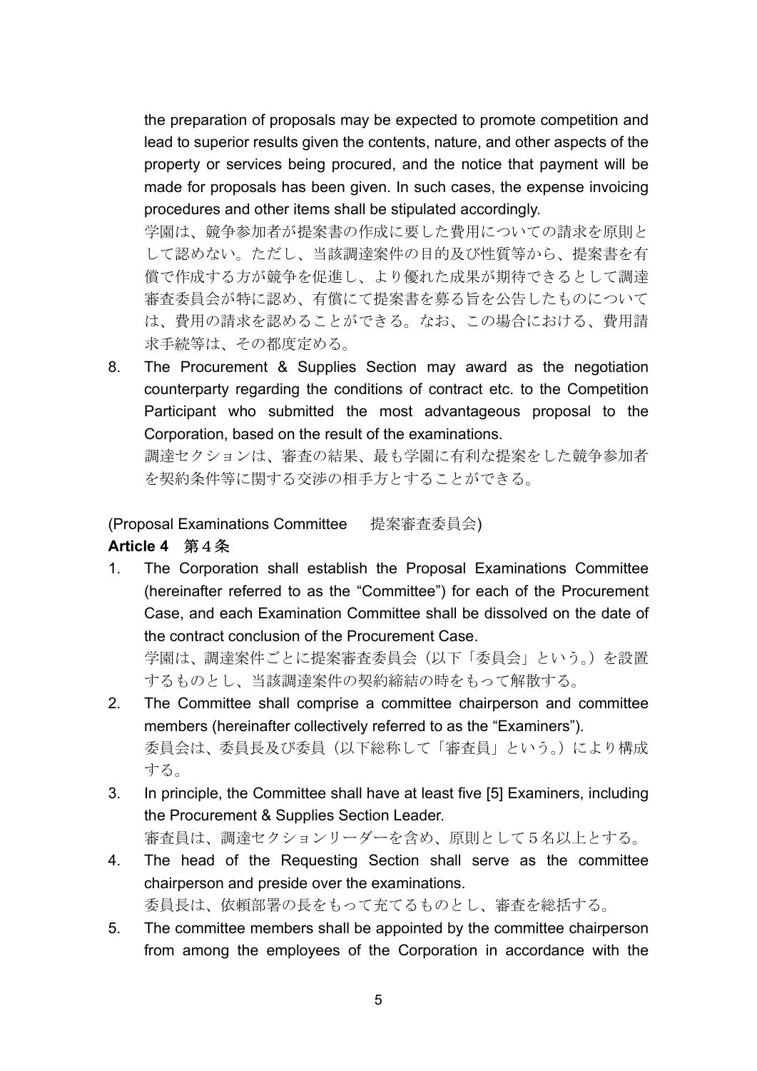the preparation of proposals may be expected to promote competition and lead to superior results given the contents, nature, and other aspects of the property or services being procured, and the notice that payment will be made for proposals has been given. In such cases, the expense invoicing procedures and other items shall be stipulated accordingly.

学園は、競争参加者が提案書の作成に要した費用についての請求を原則として認めない。ただし、当該調達案件の目的及び性質等から、提案書を有償で作成する方が競争を促進し、より優れた成果が期待できるとして調達審査委員会が特に認め、有償にて提案書を募る旨を公告したものについては、費用の請求を認めることができる。なお、この場合における、費用請求手続等は、その都度定める。

8. The Procurement & Supplies Section may award as the negotiation counterparty regarding the conditions of contract etc. to the Competition Participant who submitted the most advantageous proposal to the Corporation, based on the result of the examinations.

   調達セクションは、審査の結果、最も学園に有利な提案をした競争参加者を契約条件等に関する交渉の相手方とすることができる。

(Proposal Examinations Committee　提案審査委員会)

**Article 4　第４条**

1. The Corporation shall establish the Proposal Examinations Committee (hereinafter referred to as the "Committee") for each of the Procurement Case, and each Examination Committee shall be dissolved on the date of the contract conclusion of the Procurement Case.

   学園は、調達案件ごとに提案審査委員会（以下「委員会」という。）を設置するものとし、当該調達案件の契約締結の時をもって解散する。

2. The Committee shall comprise a committee chairperson and committee members (hereinafter collectively referred to as the "Examiners").

   委員会は、委員長及び委員（以下総称して「審査員」という。）により構成する。

3. In principle, the Committee shall have at least five [5] Examiners, including the Procurement & Supplies Section Leader.

   審査員は、調達セクションリーダーを含め、原則として５名以上とする。

4. The head of the Requesting Section shall serve as the committee chairperson and preside over the examinations.

   委員長は、依頼部署の長をもって充てるものとし、審査を総括する。

5. The committee members shall be appointed by the committee chairperson from among the employees of the Corporation in accordance with the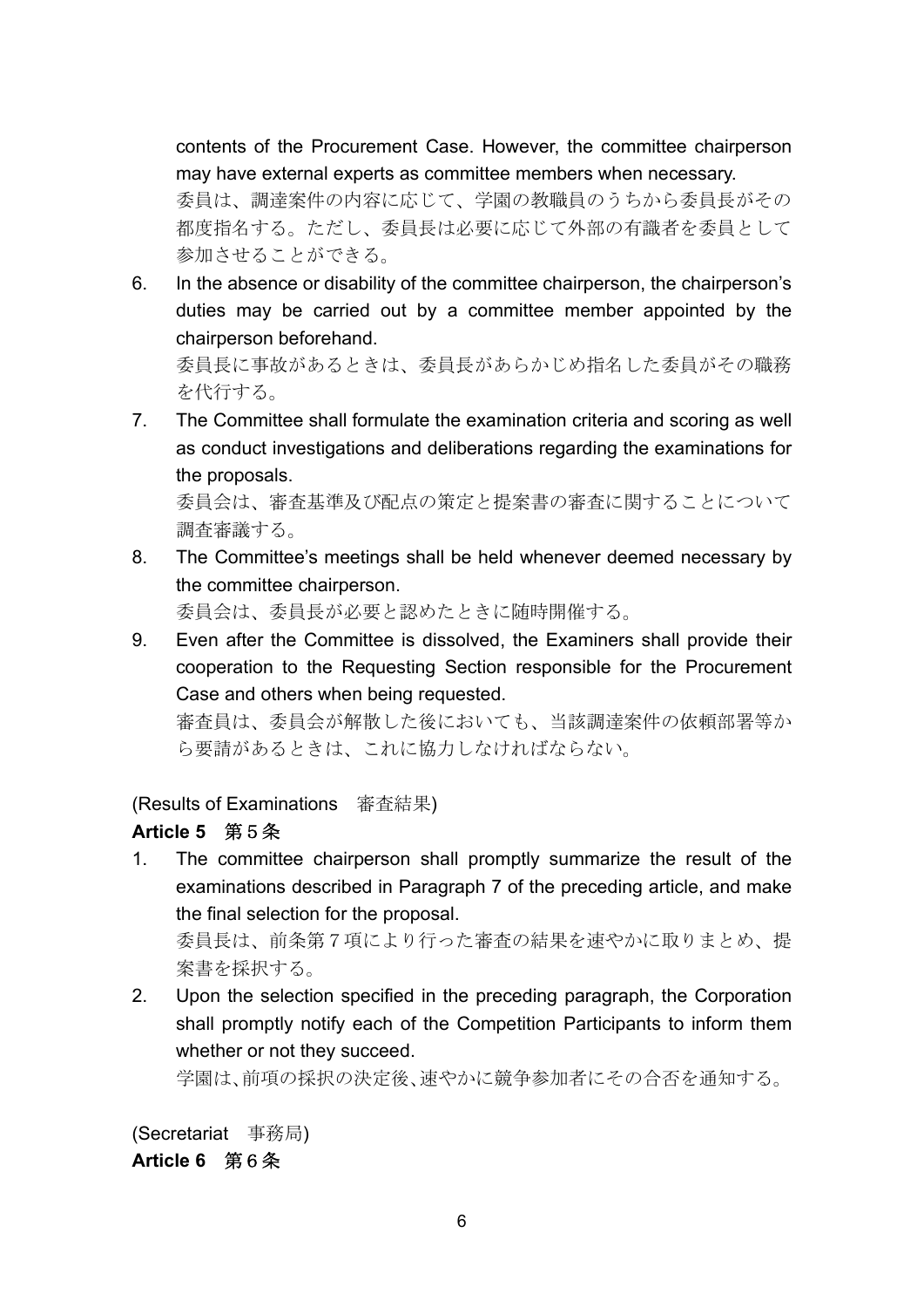contents of the Procurement Case. However, the committee chairperson may have external experts as committee members when necessary.
委員は、調達案件の内容に応じて、学園の教職員のうちから委員長がその都度指名する。ただし、委員長は必要に応じて外部の有識者を委員として参加させることができる。

6. In the absence or disability of the committee chairperson, the chairperson's duties may be carried out by a committee member appointed by the chairperson beforehand.
委員長に事故があるときは、委員長があらかじめ指名した委員がその職務を代行する。

7. The Committee shall formulate the examination criteria and scoring as well as conduct investigations and deliberations regarding the examinations for the proposals.
委員会は、審査基準及び配点の策定と提案書の審査に関することについて調査審議する。

8. The Committee's meetings shall be held whenever deemed necessary by the committee chairperson.
委員会は、委員長が必要と認めたときに随時開催する。

9. Even after the Committee is dissolved, the Examiners shall provide their cooperation to the Requesting Section responsible for the Procurement Case and others when being requested.
審査員は、委員会が解散した後においても、当該調達案件の依頼部署等から要請があるときは、これに協力しなければならない。

(Results of Examinations　審査結果)

**Article 5**　第５条

1. The committee chairperson shall promptly summarize the result of the examinations described in Paragraph 7 of the preceding article, and make the final selection for the proposal.
委員長は、前条第７項により行った審査の結果を速やかに取りまとめ、提案書を採択する。

2. Upon the selection specified in the preceding paragraph, the Corporation shall promptly notify each of the Competition Participants to inform them whether or not they succeed.
学園は、前項の採択の決定後、速やかに競争参加者にその合否を通知する。

(Secretariat　事務局)

**Article 6**　第６条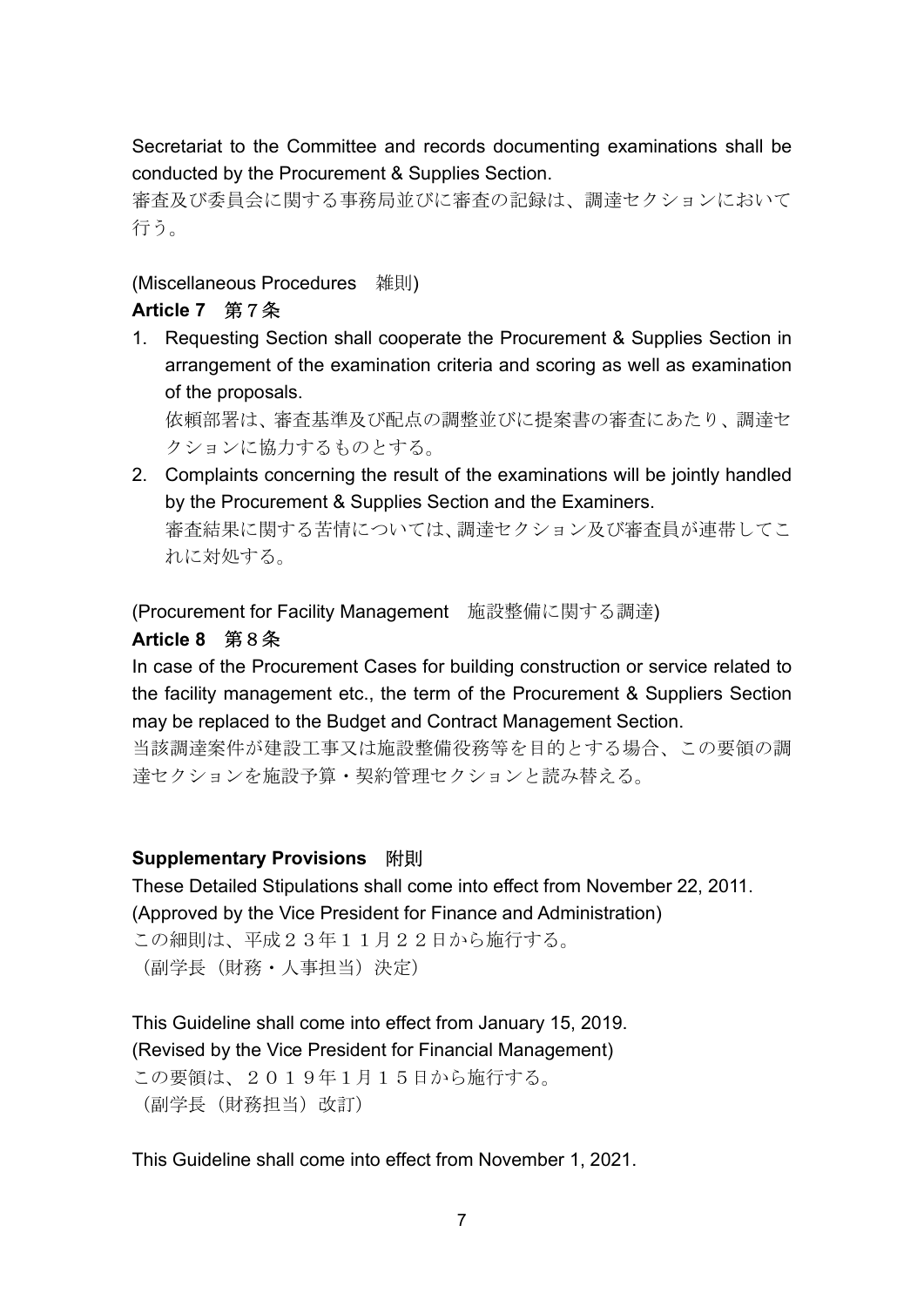Secretariat to the Committee and records documenting examinations shall be conducted by the Procurement & Supplies Section.
審査及び委員会に関する事務局並びに審査の記録は、調達セクションにおいて行う。

(Miscellaneous Procedures　雑則)

**Article 7　第７条**

1. Requesting Section shall cooperate the Procurement & Supplies Section in arrangement of the examination criteria and scoring as well as examination of the proposals.
   依頼部署は、審査基準及び配点の調整並びに提案書の審査にあたり、調達セクションに協力するものとする。
2. Complaints concerning the result of the examinations will be jointly handled by the Procurement & Supplies Section and the Examiners.
   審査結果に関する苦情については、調達セクション及び審査員が連帯してこれに対処する。

(Procurement for Facility Management　施設整備に関する調達)

**Article 8　第８条**

In case of the Procurement Cases for building construction or service related to the facility management etc., the term of the Procurement & Suppliers Section may be replaced to the Budget and Contract Management Section.
当該調達案件が建設工事又は施設整備役務等を目的とする場合、この要領の調達セクションを施設予算・契約管理セクションと読み替える。

**Supplementary Provisions　附則**

These Detailed Stipulations shall come into effect from November 22, 2011.
(Approved by the Vice President for Finance and Administration)
この細則は、平成２３年１１月２２日から施行する。
（副学長（財務・人事担当）決定）

This Guideline shall come into effect from January 15, 2019.
(Revised by the Vice President for Financial Management)
この要領は、２０１９年１月１５日から施行する。
（副学長（財務担当）改訂）

This Guideline shall come into effect from November 1, 2021.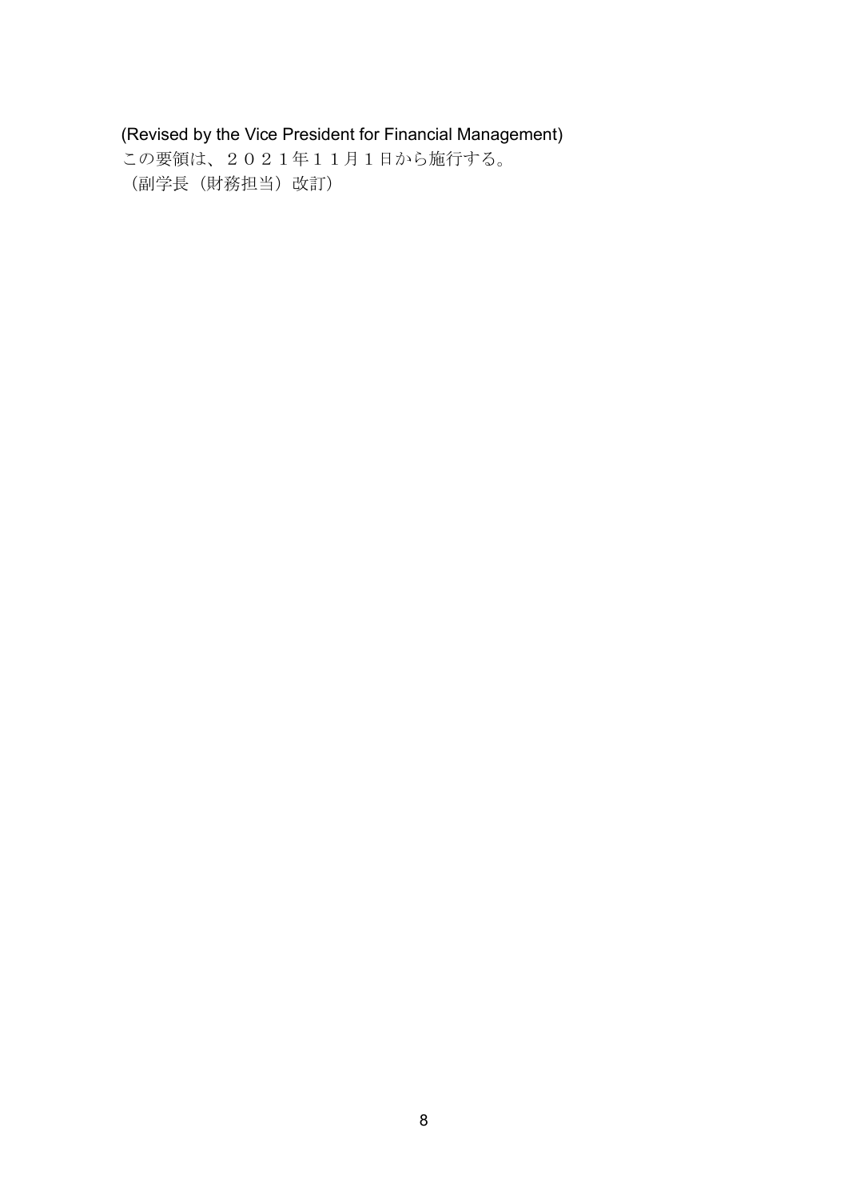(Revised by the Vice President for Financial Management)

この要領は、２０２１年１１月１日から施行する。

（副学長（財務担当）改訂）